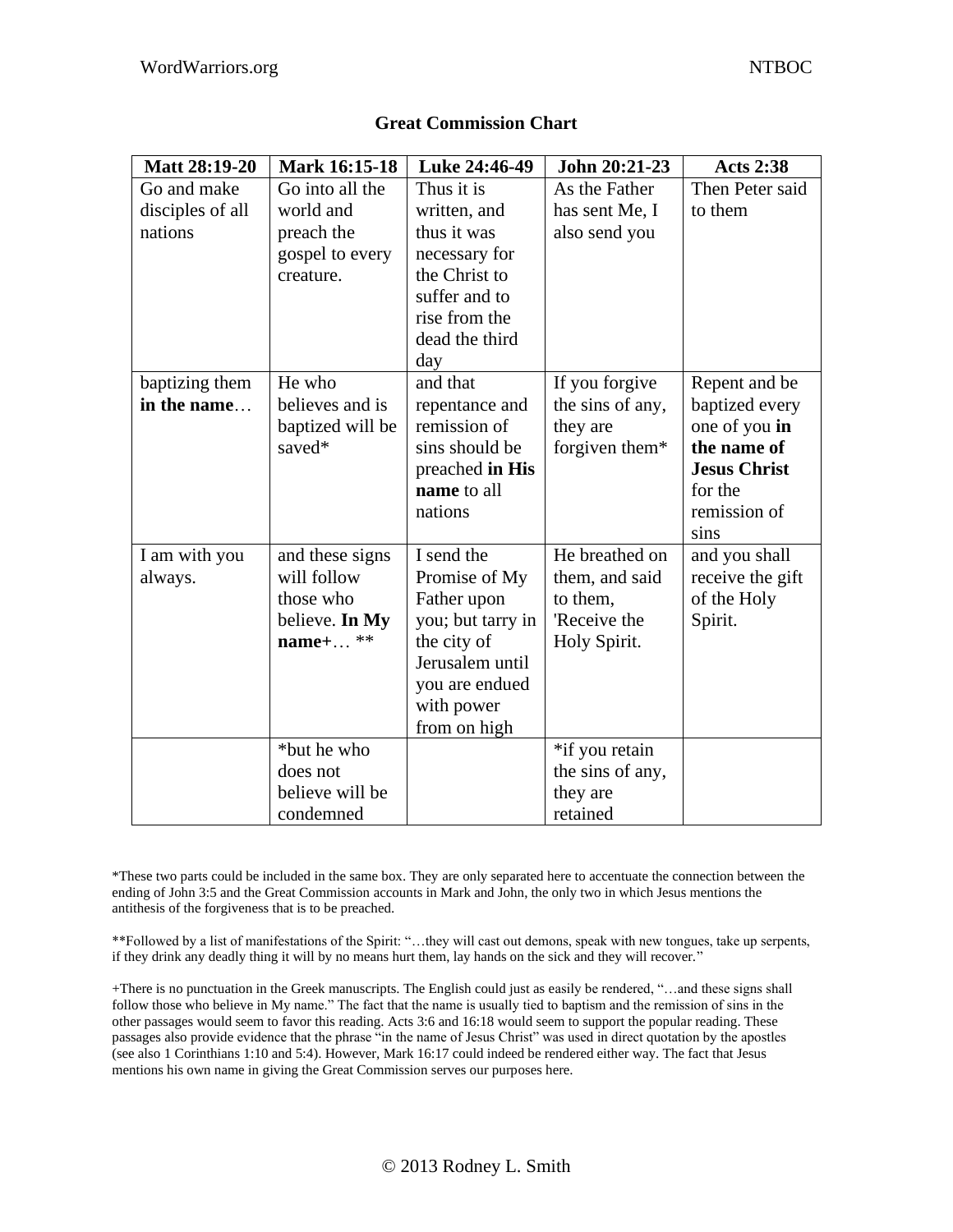## Great Commission Chart

| Matt 28:19-20 | Mark 16:15-18 | Luke 24:46-49 | John 20:21-23 | Acts 2:38 |
|---|---|---|---|---|
| Go and make disciples of all nations | Go into all the world and preach the gospel to every creature. | Thus it is written, and thus it was necessary for the Christ to suffer and to rise from the dead the third day | As the Father has sent Me, I also send you | Then Peter said to them |
| baptizing them **in the name**… | He who believes and is baptized will be saved* | and that repentance and remission of sins should be preached **in His name** to all nations | If you forgive the sins of any, they are forgiven them* | Repent and be baptized every one of you **in the name of Jesus Christ** for the remission of sins |
| I am with you always. | and these signs will follow those who believe. **In My name+**… ** | I send the Promise of My Father upon you; but tarry in the city of Jerusalem until you are endued with power from on high | He breathed on them, and said to them, 'Receive the Holy Spirit. | and you shall receive the gift of the Holy Spirit. |
| | *but he who does not believe will be condemned | | *if you retain the sins of any, they are retained | |

*These two parts could be included in the same box. They are only separated here to accentuate the connection between the ending of John 3:5 and the Great Commission accounts in Mark and John, the only two in which Jesus mentions the antithesis of the forgiveness that is to be preached.

**Followed by a list of manifestations of the Spirit: "…they will cast out demons, speak with new tongues, take up serpents, if they drink any deadly thing it will by no means hurt them, lay hands on the sick and they will recover."

+There is no punctuation in the Greek manuscripts. The English could just as easily be rendered, "…and these signs shall follow those who believe in My name." The fact that the name is usually tied to baptism and the remission of sins in the other passages would seem to favor this reading. Acts 3:6 and 16:18 would seem to support the popular reading. These passages also provide evidence that the phrase "in the name of Jesus Christ" was used in direct quotation by the apostles (see also 1 Corinthians 1:10 and 5:4). However, Mark 16:17 could indeed be rendered either way. The fact that Jesus mentions his own name in giving the Great Commission serves our purposes here.

© 2013 Rodney L. Smith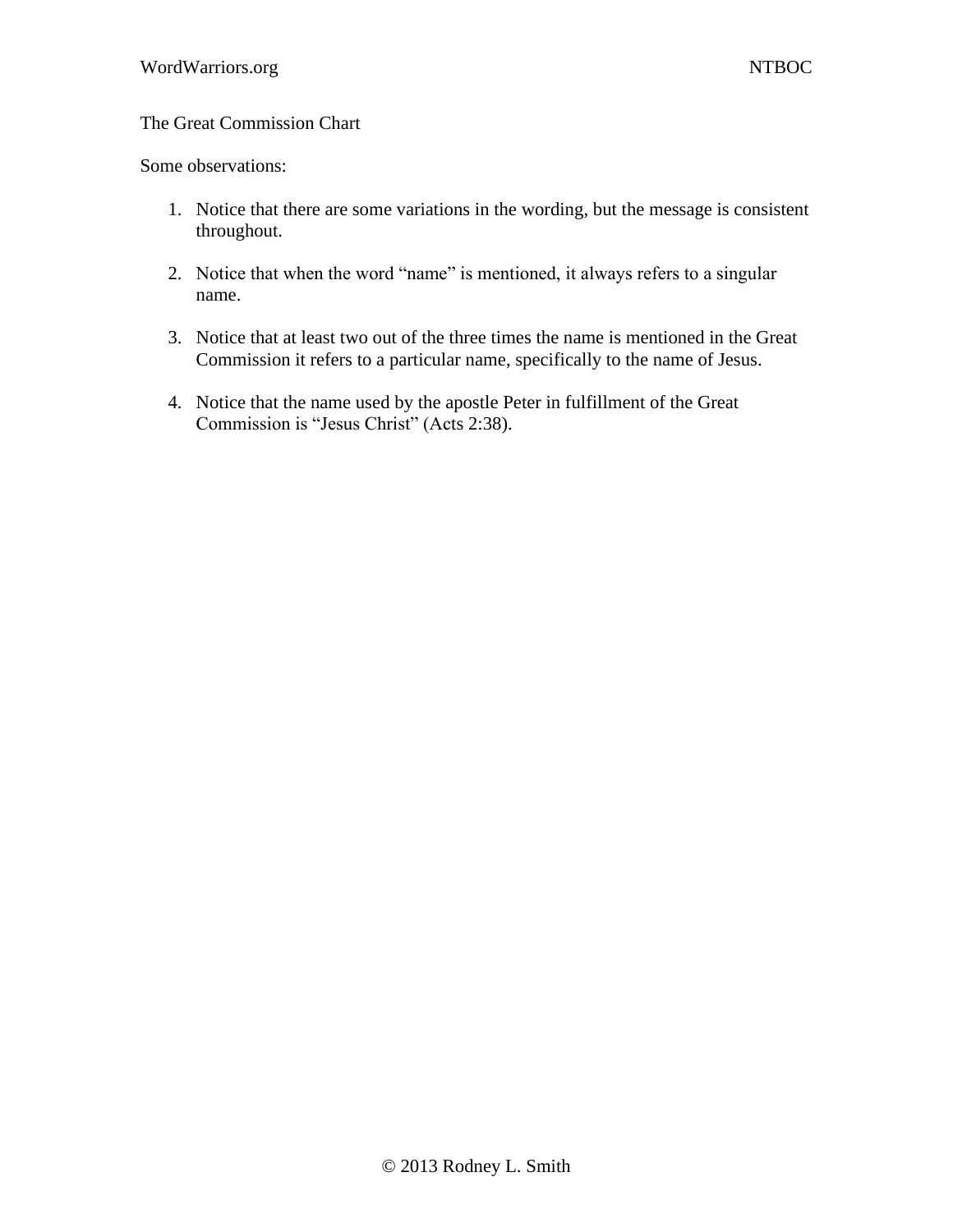The Great Commission Chart

Some observations:

1. Notice that there are some variations in the wording, but the message is consistent throughout.

2. Notice that when the word "name" is mentioned, it always refers to a singular name.

3. Notice that at least two out of the three times the name is mentioned in the Great Commission it refers to a particular name, specifically to the name of Jesus.

4. Notice that the name used by the apostle Peter in fulfillment of the Great Commission is "Jesus Christ" (Acts 2:38).